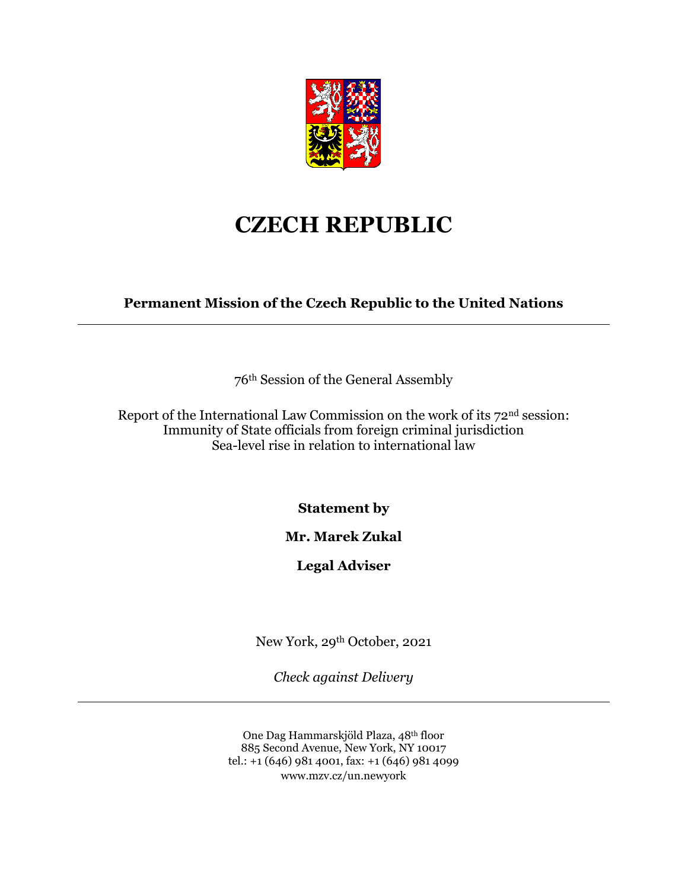# CZECH REPUBLIC

**Permanent Mission of the Czech Republic to the United Nations**

---

76th Session of the General Assembly

Report of the International Law Commission on the work of its 72nd session:
Immunity of State officials from foreign criminal jurisdiction
Sea-level rise in relation to international law

**Statement by**

**Mr. Marek Zukal**

**Legal Adviser**

New York, 29th October, 2021

*Check against Delivery*

---

One Dag Hammarskjöld Plaza, 48th floor
885 Second Avenue, New York, NY 10017
tel.: +1 (646) 981 4001, fax: +1 (646) 981 4099
www.mzv.cz/un.newyork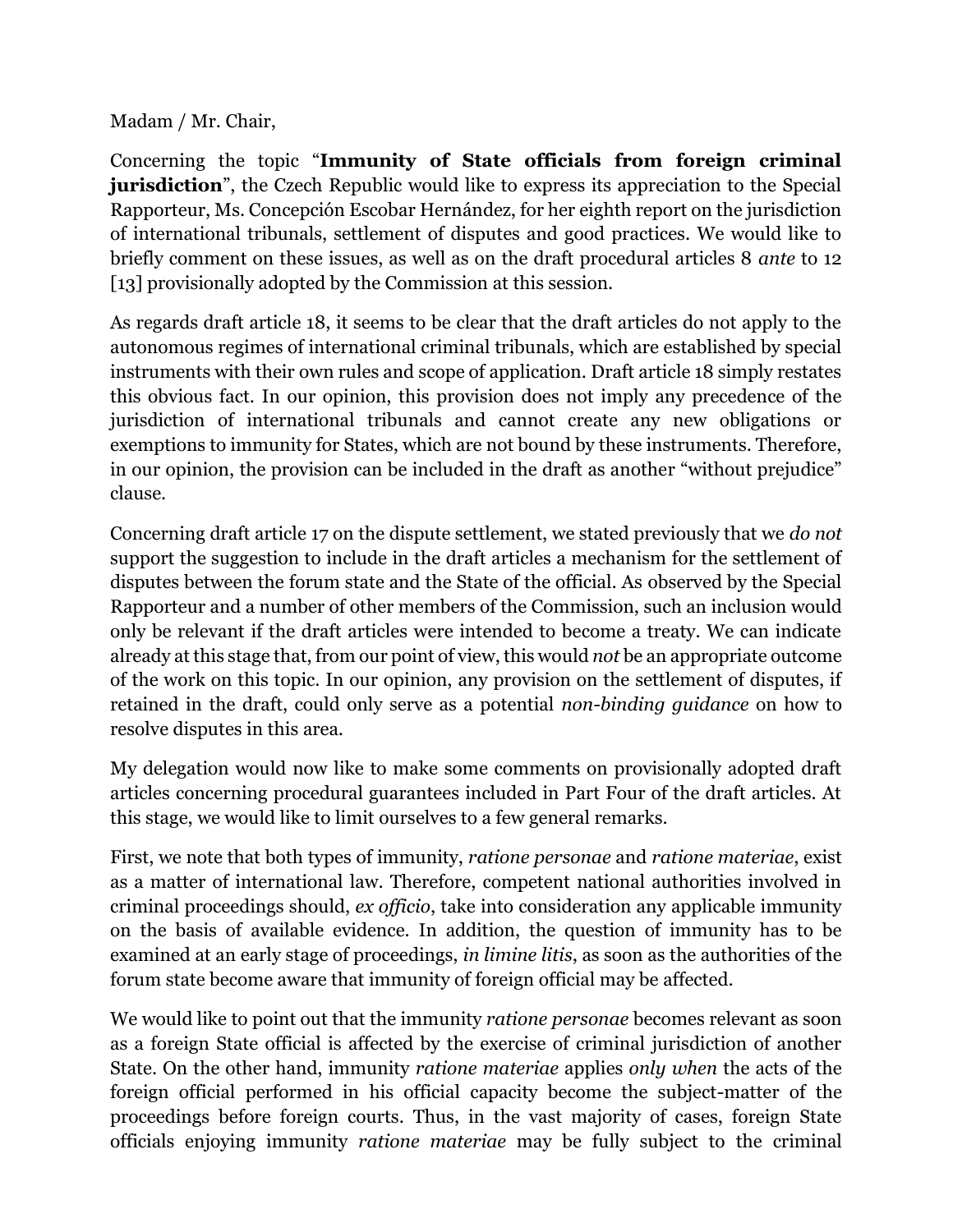Madam / Mr. Chair,

Concerning the topic "**Immunity of State officials from foreign criminal jurisdiction**", the Czech Republic would like to express its appreciation to the Special Rapporteur, Ms. Concepción Escobar Hernández, for her eighth report on the jurisdiction of international tribunals, settlement of disputes and good practices. We would like to briefly comment on these issues, as well as on the draft procedural articles 8 *ante* to 12 [13] provisionally adopted by the Commission at this session.

As regards draft article 18, it seems to be clear that the draft articles do not apply to the autonomous regimes of international criminal tribunals, which are established by special instruments with their own rules and scope of application. Draft article 18 simply restates this obvious fact. In our opinion, this provision does not imply any precedence of the jurisdiction of international tribunals and cannot create any new obligations or exemptions to immunity for States, which are not bound by these instruments. Therefore, in our opinion, the provision can be included in the draft as another "without prejudice" clause.

Concerning draft article 17 on the dispute settlement, we stated previously that we *do not* support the suggestion to include in the draft articles a mechanism for the settlement of disputes between the forum state and the State of the official. As observed by the Special Rapporteur and a number of other members of the Commission, such an inclusion would only be relevant if the draft articles were intended to become a treaty. We can indicate already at this stage that, from our point of view, this would *not* be an appropriate outcome of the work on this topic. In our opinion, any provision on the settlement of disputes, if retained in the draft, could only serve as a potential *non-binding guidance* on how to resolve disputes in this area.

My delegation would now like to make some comments on provisionally adopted draft articles concerning procedural guarantees included in Part Four of the draft articles. At this stage, we would like to limit ourselves to a few general remarks.

First, we note that both types of immunity, *ratione personae* and *ratione materiae*, exist as a matter of international law. Therefore, competent national authorities involved in criminal proceedings should, *ex officio*, take into consideration any applicable immunity on the basis of available evidence. In addition, the question of immunity has to be examined at an early stage of proceedings, *in limine litis*, as soon as the authorities of the forum state become aware that immunity of foreign official may be affected.

We would like to point out that the immunity *ratione personae* becomes relevant as soon as a foreign State official is affected by the exercise of criminal jurisdiction of another State. On the other hand, immunity *ratione materiae* applies *only when* the acts of the foreign official performed in his official capacity become the subject-matter of the proceedings before foreign courts. Thus, in the vast majority of cases, foreign State officials enjoying immunity *ratione materiae* may be fully subject to the criminal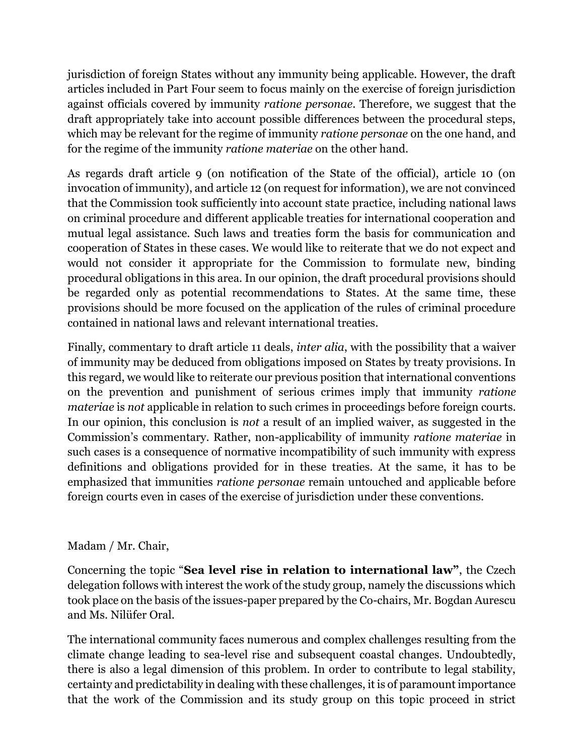jurisdiction of foreign States without any immunity being applicable. However, the draft articles included in Part Four seem to focus mainly on the exercise of foreign jurisdiction against officials covered by immunity *ratione personae*. Therefore, we suggest that the draft appropriately take into account possible differences between the procedural steps, which may be relevant for the regime of immunity *ratione personae* on the one hand, and for the regime of the immunity *ratione materiae* on the other hand.

As regards draft article 9 (on notification of the State of the official), article 10 (on invocation of immunity), and article 12 (on request for information), we are not convinced that the Commission took sufficiently into account state practice, including national laws on criminal procedure and different applicable treaties for international cooperation and mutual legal assistance. Such laws and treaties form the basis for communication and cooperation of States in these cases. We would like to reiterate that we do not expect and would not consider it appropriate for the Commission to formulate new, binding procedural obligations in this area. In our opinion, the draft procedural provisions should be regarded only as potential recommendations to States. At the same time, these provisions should be more focused on the application of the rules of criminal procedure contained in national laws and relevant international treaties.

Finally, commentary to draft article 11 deals, *inter alia*, with the possibility that a waiver of immunity may be deduced from obligations imposed on States by treaty provisions. In this regard, we would like to reiterate our previous position that international conventions on the prevention and punishment of serious crimes imply that immunity *ratione materiae* is *not* applicable in relation to such crimes in proceedings before foreign courts. In our opinion, this conclusion is *not* a result of an implied waiver, as suggested in the Commission's commentary. Rather, non-applicability of immunity *ratione materiae* in such cases is a consequence of normative incompatibility of such immunity with express definitions and obligations provided for in these treaties. At the same, it has to be emphasized that immunities *ratione personae* remain untouched and applicable before foreign courts even in cases of the exercise of jurisdiction under these conventions.

Madam / Mr. Chair,

Concerning the topic "**Sea level rise in relation to international law"**, the Czech delegation follows with interest the work of the study group, namely the discussions which took place on the basis of the issues-paper prepared by the Co-chairs, Mr. Bogdan Aurescu and Ms. Nilüfer Oral.

The international community faces numerous and complex challenges resulting from the climate change leading to sea-level rise and subsequent coastal changes. Undoubtedly, there is also a legal dimension of this problem. In order to contribute to legal stability, certainty and predictability in dealing with these challenges, it is of paramount importance that the work of the Commission and its study group on this topic proceed in strict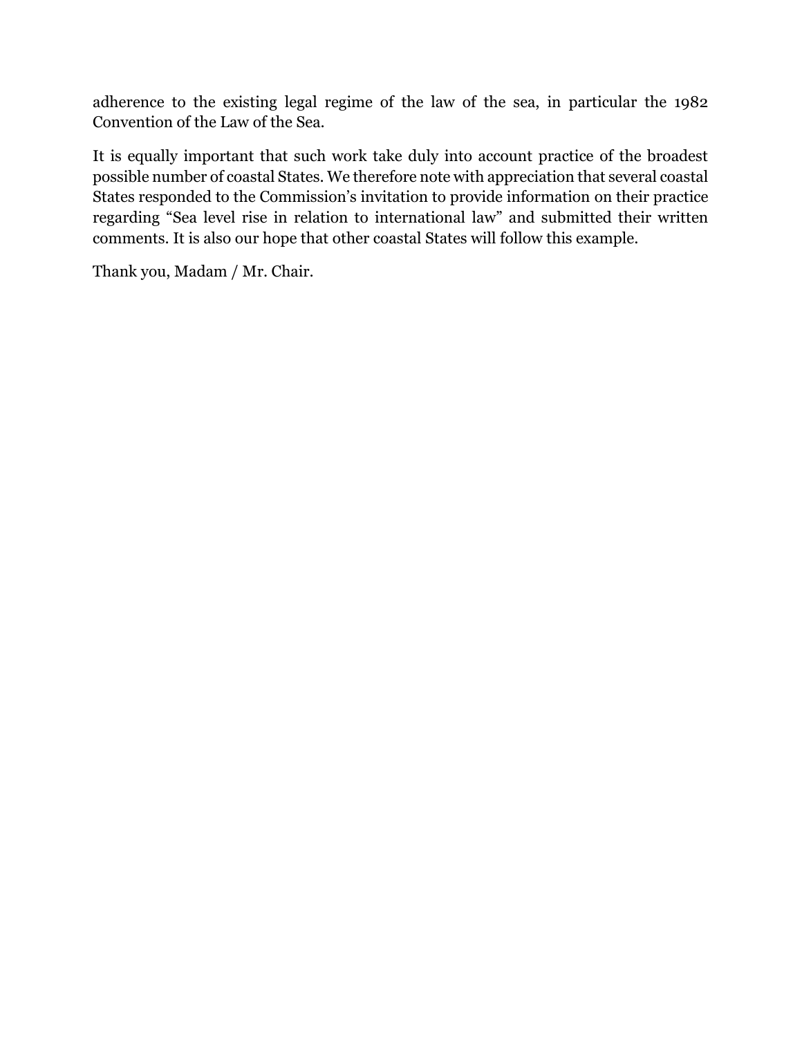adherence to the existing legal regime of the law of the sea, in particular the 1982 Convention of the Law of the Sea.

It is equally important that such work take duly into account practice of the broadest possible number of coastal States. We therefore note with appreciation that several coastal States responded to the Commission's invitation to provide information on their practice regarding "Sea level rise in relation to international law" and submitted their written comments. It is also our hope that other coastal States will follow this example.

Thank you, Madam / Mr. Chair.